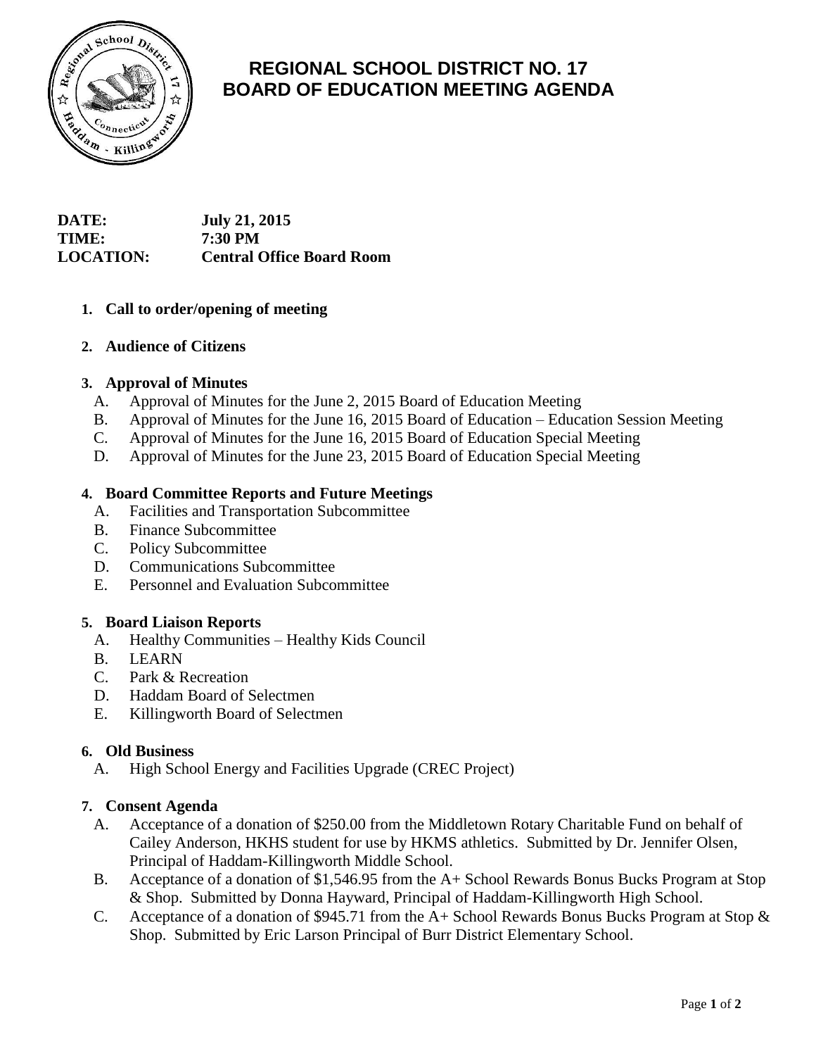# REGIONAL SCHOOL DISTRICT NO. 17
# BOARD OF EDUCATION MEETING AGENDA

**DATE:** July 21, 2015
**TIME:** 7:30 PM
**LOCATION:** Central Office Board Room

1. **Call to order/opening of meeting**

2. **Audience of Citizens**

3. **Approval of Minutes**
   - A. Approval of Minutes for the June 2, 2015 Board of Education Meeting
   - B. Approval of Minutes for the June 16, 2015 Board of Education – Education Session Meeting
   - C. Approval of Minutes for the June 16, 2015 Board of Education Special Meeting
   - D. Approval of Minutes for the June 23, 2015 Board of Education Special Meeting

4. **Board Committee Reports and Future Meetings**
   - A. Facilities and Transportation Subcommittee
   - B. Finance Subcommittee
   - C. Policy Subcommittee
   - D. Communications Subcommittee
   - E. Personnel and Evaluation Subcommittee

5. **Board Liaison Reports**
   - A. Healthy Communities – Healthy Kids Council
   - B. LEARN
   - C. Park & Recreation
   - D. Haddam Board of Selectmen
   - E. Killingworth Board of Selectmen

6. **Old Business**
   - A. High School Energy and Facilities Upgrade (CREC Project)

7. **Consent Agenda**
   - A. Acceptance of a donation of $250.00 from the Middletown Rotary Charitable Fund on behalf of Cailey Anderson, HKHS student for use by HKMS athletics. Submitted by Dr. Jennifer Olsen, Principal of Haddam-Killingworth Middle School.
   - B. Acceptance of a donation of $1,546.95 from the A+ School Rewards Bonus Bucks Program at Stop & Shop. Submitted by Donna Hayward, Principal of Haddam-Killingworth High School.
   - C. Acceptance of a donation of $945.71 from the A+ School Rewards Bonus Bucks Program at Stop & Shop. Submitted by Eric Larson Principal of Burr District Elementary School.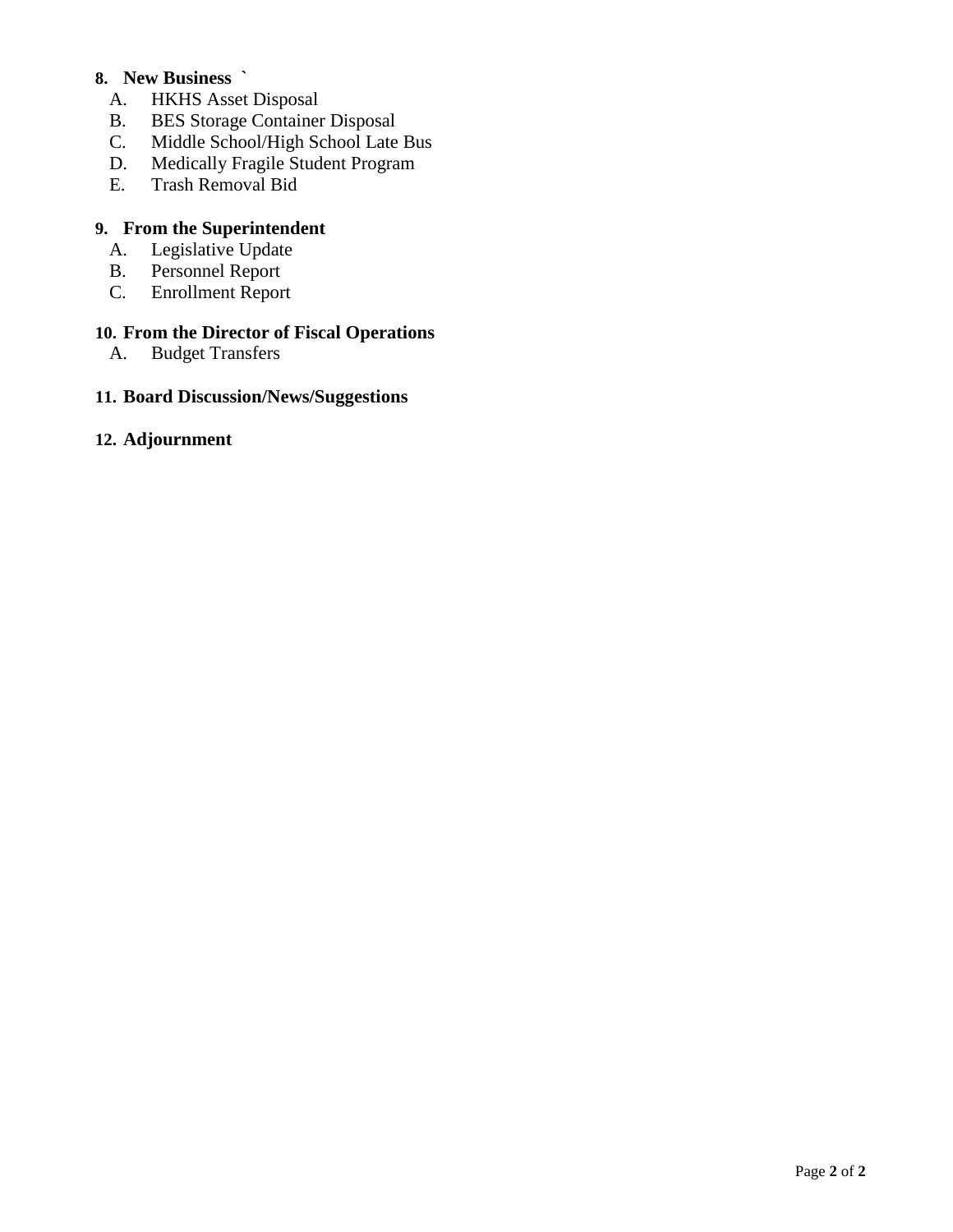**8. New Business `**

A. HKHS Asset Disposal
B. BES Storage Container Disposal
C. Middle School/High School Late Bus
D. Medically Fragile Student Program
E. Trash Removal Bid

**9. From the Superintendent**

A. Legislative Update
B. Personnel Report
C. Enrollment Report

**10. From the Director of Fiscal Operations**

A. Budget Transfers

**11. Board Discussion/News/Suggestions**

**12. Adjournment**